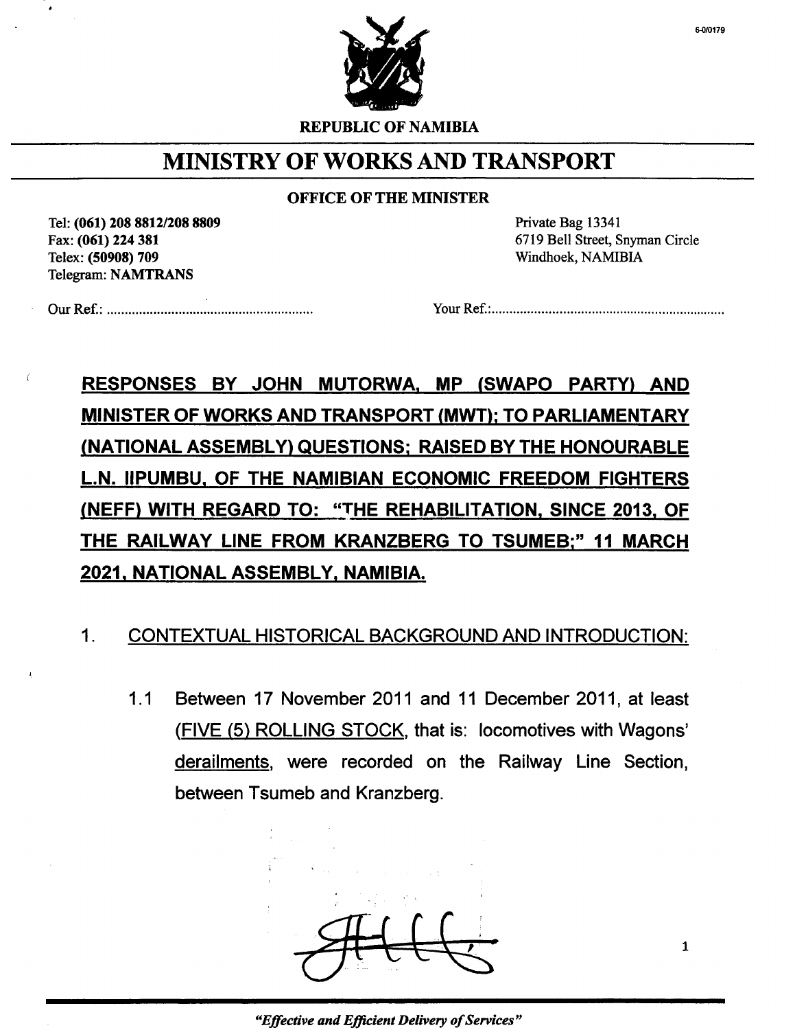6-0/0179

REPUBLIC OF NAMIBIA

# MINISTRY OF WORKS AND TRANSPORT

**OFFICE OF THE MINISTER**

Tel: **(061) 208 8812/208 8809**
Fax: **(061) 224 381**
Telex: **(50908) 709**
Telegram: **NAMTRANS**

Private Bag 13341
6719 Bell Street, Snyman Circle
Windhoek, NAMIBIA

Our Ref.: ..........................................................   Your Ref.: ..................................................................

## RESPONSES BY JOHN MUTORWA, MP (SWAPO PARTY) AND MINISTER OF WORKS AND TRANSPORT (MWT); TO PARLIAMENTARY (NATIONAL ASSEMBLY) QUESTIONS; RAISED BY THE HONOURABLE L.N. IIPUMBU, OF THE NAMIBIAN ECONOMIC FREEDOM FIGHTERS (NEFF) WITH REGARD TO: "THE REHABILITATION, SINCE 2013, OF THE RAILWAY LINE FROM KRANZBERG TO TSUMEB;" 11 MARCH 2021, NATIONAL ASSEMBLY, NAMIBIA.

1. CONTEXTUAL HISTORICAL BACKGROUND AND INTRODUCTION:

   1.1 Between 17 November 2011 and 11 December 2011, at least (FIVE (5) ROLLING STOCK, that is: locomotives with Wagons' derailments, were recorded on the Railway Line Section, between Tsumeb and Kranzberg.

*"Effective and Efficient Delivery of Services"*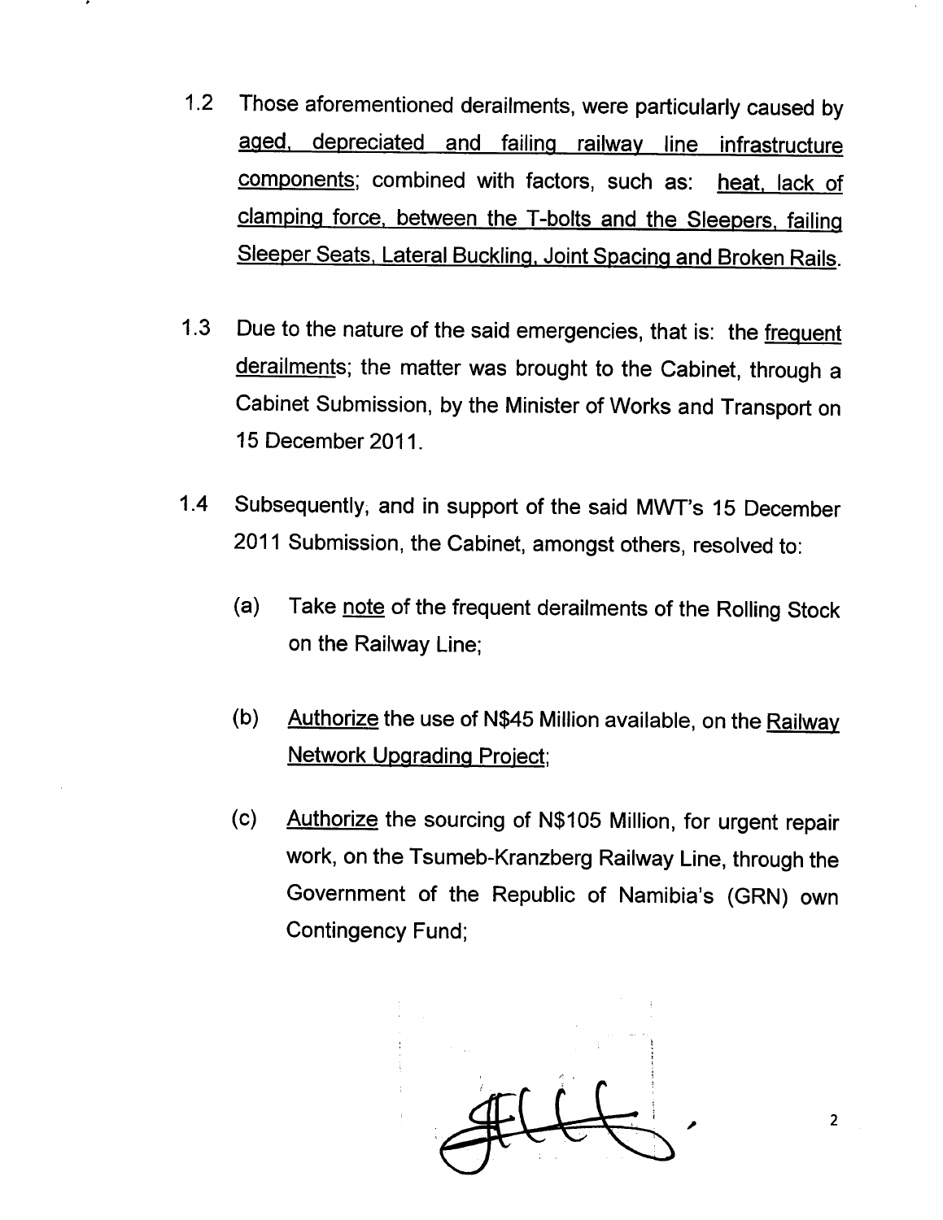1.2 Those aforementioned derailments, were particularly caused by aged, depreciated and failing railway line infrastructure components; combined with factors, such as: heat, lack of clamping force, between the T-bolts and the Sleepers, failing Sleeper Seats, Lateral Buckling, Joint Spacing and Broken Rails.

1.3 Due to the nature of the said emergencies, that is: the frequent derailments; the matter was brought to the Cabinet, through a Cabinet Submission, by the Minister of Works and Transport on 15 December 2011.

1.4 Subsequently, and in support of the said MWT's 15 December 2011 Submission, the Cabinet, amongst others, resolved to:

(a) Take note of the frequent derailments of the Rolling Stock on the Railway Line;

(b) Authorize the use of N$45 Million available, on the Railway Network Upgrading Project;

(c) Authorize the sourcing of N$105 Million, for urgent repair work, on the Tsumeb-Kranzberg Railway Line, through the Government of the Republic of Namibia's (GRN) own Contingency Fund;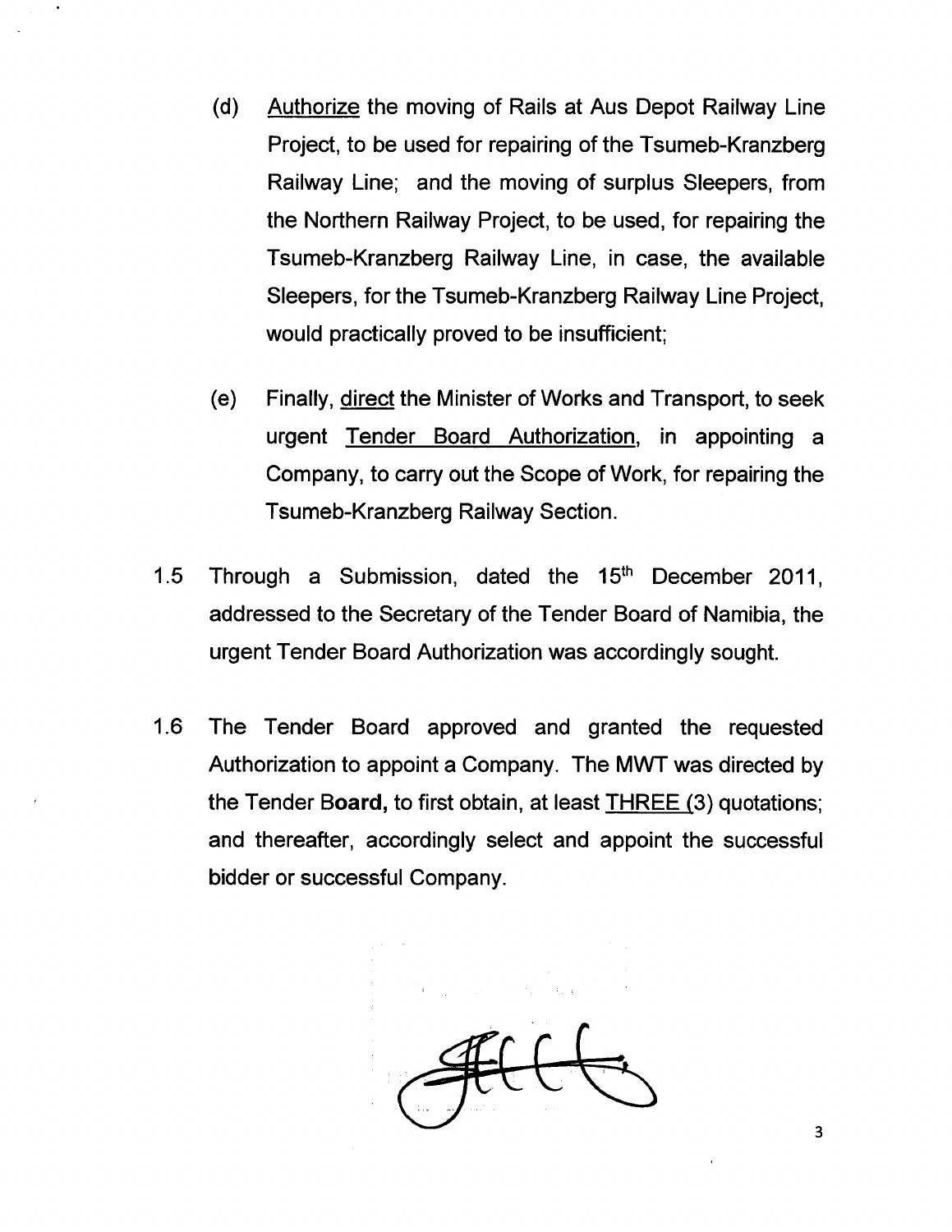(d) <u>Authorize</u> the moving of Rails at Aus Depot Railway Line Project, to be used for repairing of the Tsumeb-Kranzberg Railway Line; and the moving of surplus Sleepers, from the Northern Railway Project, to be used, for repairing the Tsumeb-Kranzberg Railway Line, in case, the available Sleepers, for the Tsumeb-Kranzberg Railway Line Project, would practically proved to be insufficient;

(e) Finally, <u>direct</u> the Minister of Works and Transport, to seek urgent <u>Tender Board Authorization</u>, in appointing a Company, to carry out the Scope of Work, for repairing the Tsumeb-Kranzberg Railway Section.

1.5 Through a Submission, dated the 15th December 2011, addressed to the Secretary of the Tender Board of Namibia, the urgent Tender Board Authorization was accordingly sought.

1.6 The Tender Board approved and granted the requested Authorization to appoint a Company. The MWT was directed by the Tender B**oard,** to first obtain, at least <u>THREE (</u>3) quotations; and thereafter, accordingly select and appoint the successful bidder or successful Company.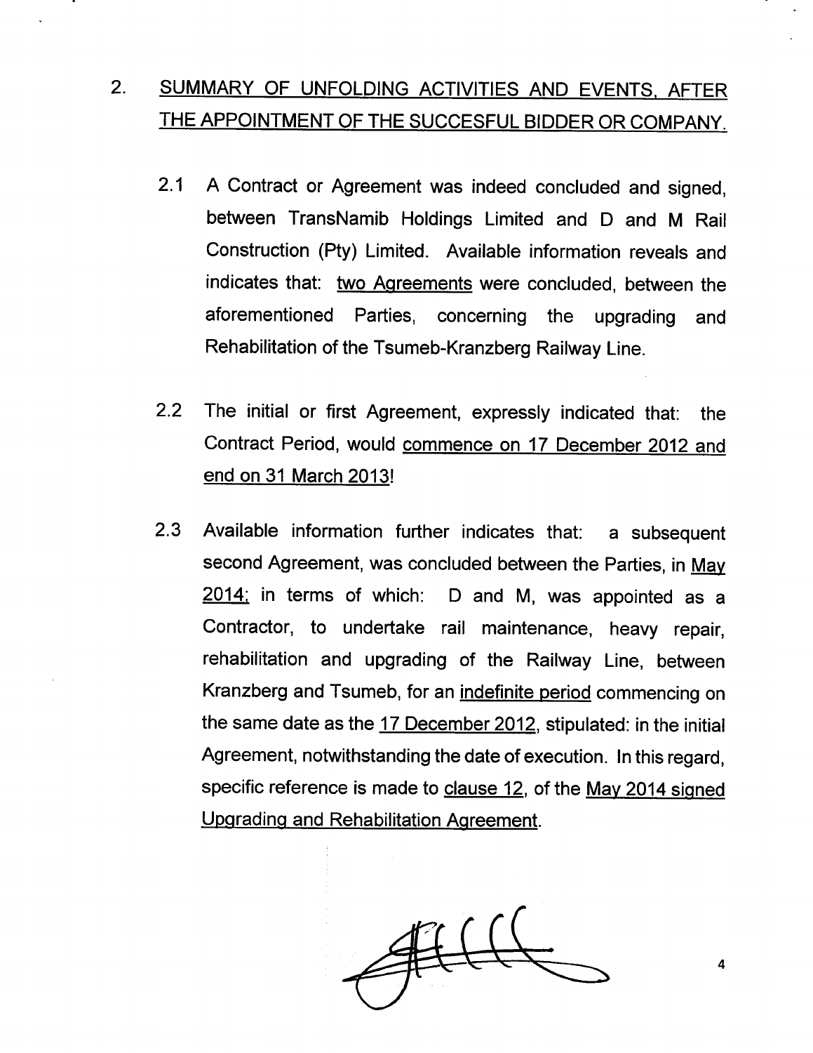## 2. <u>SUMMARY OF UNFOLDING ACTIVITIES AND EVENTS, AFTER THE APPOINTMENT OF THE SUCCESFUL BIDDER OR COMPANY.</u>

2.1 A Contract or Agreement was indeed concluded and signed, between TransNamib Holdings Limited and D and M Rail Construction (Pty) Limited. Available information reveals and indicates that: <u>two Agreements</u> were concluded, between the aforementioned Parties, concerning the upgrading and Rehabilitation of the Tsumeb-Kranzberg Railway Line.

2.2 The initial or first Agreement, expressly indicated that: the Contract Period, would <u>commence on 17 December 2012 and end on 31 March 2013</u>!

2.3 Available information further indicates that: a subsequent second Agreement, was concluded between the Parties, in <u>May 2014</u>; in terms of which: D and M, was appointed as a Contractor, to undertake rail maintenance, heavy repair, rehabilitation and upgrading of the Railway Line, between Kranzberg and Tsumeb, for an <u>indefinite period</u> commencing on the same date as the <u>17 December 2012</u>, stipulated: in the initial Agreement, notwithstanding the date of execution. In this regard, specific reference is made to <u>clause 12</u>, of the <u>May 2014 signed Upgrading and Rehabilitation Agreement</u>.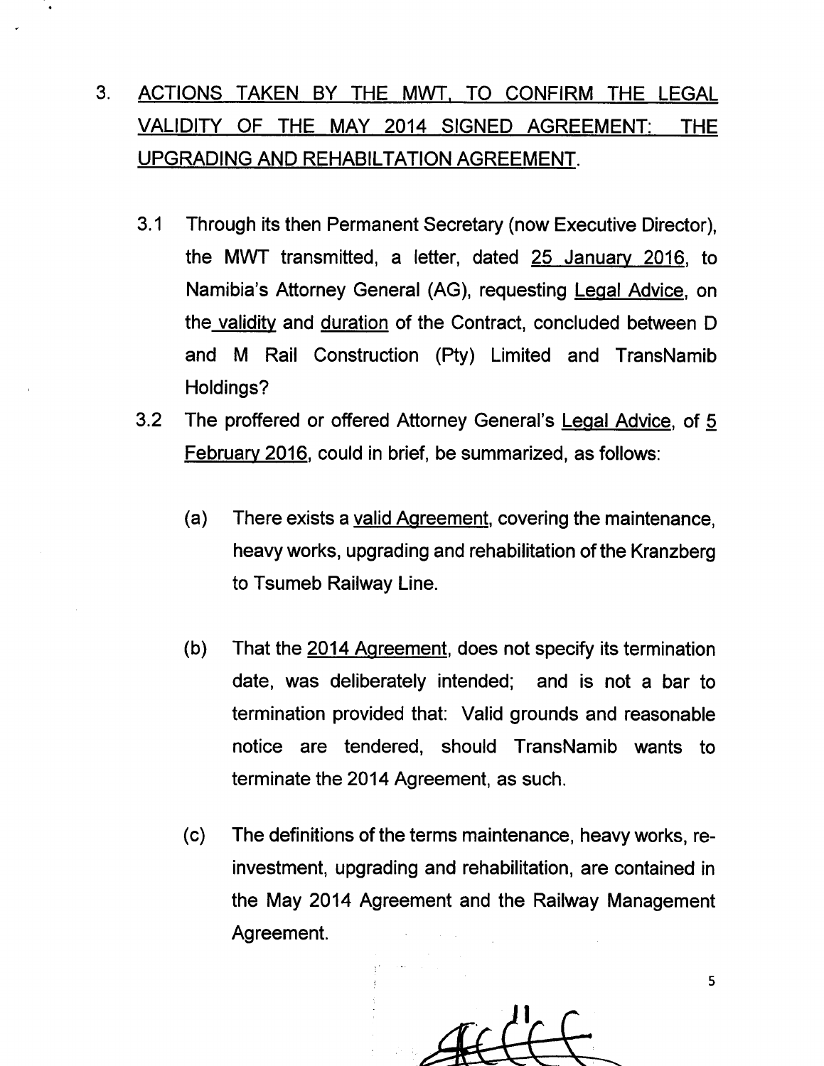3. <u>ACTIONS TAKEN BY THE MWT, TO CONFIRM THE LEGAL VALIDITY OF THE MAY 2014 SIGNED AGREEMENT: THE UPGRADING AND REHABILTATION AGREEMENT</u>.

   3.1 Through its then Permanent Secretary (now Executive Director), the MWT transmitted, a letter, dated <u>25 January 2016</u>, to Namibia's Attorney General (AG), requesting <u>Legal Advice</u>, on the <u>validity</u> and <u>duration</u> of the Contract, concluded between D and M Rail Construction (Pty) Limited and TransNamib Holdings?

   3.2 The proffered or offered Attorney General's <u>Legal Advice</u>, of <u>5 February 2016</u>, could in brief, be summarized, as follows:

      (a) There exists a <u>valid Agreement</u>, covering the maintenance, heavy works, upgrading and rehabilitation of the Kranzberg to Tsumeb Railway Line.

      (b) That the <u>2014 Agreement</u>, does not specify its termination date, was deliberately intended; and is not a bar to termination provided that: Valid grounds and reasonable notice are tendered, should TransNamib wants to terminate the 2014 Agreement, as such.

      (c) The definitions of the terms maintenance, heavy works, re-investment, upgrading and rehabilitation, are contained in the May 2014 Agreement and the Railway Management Agreement.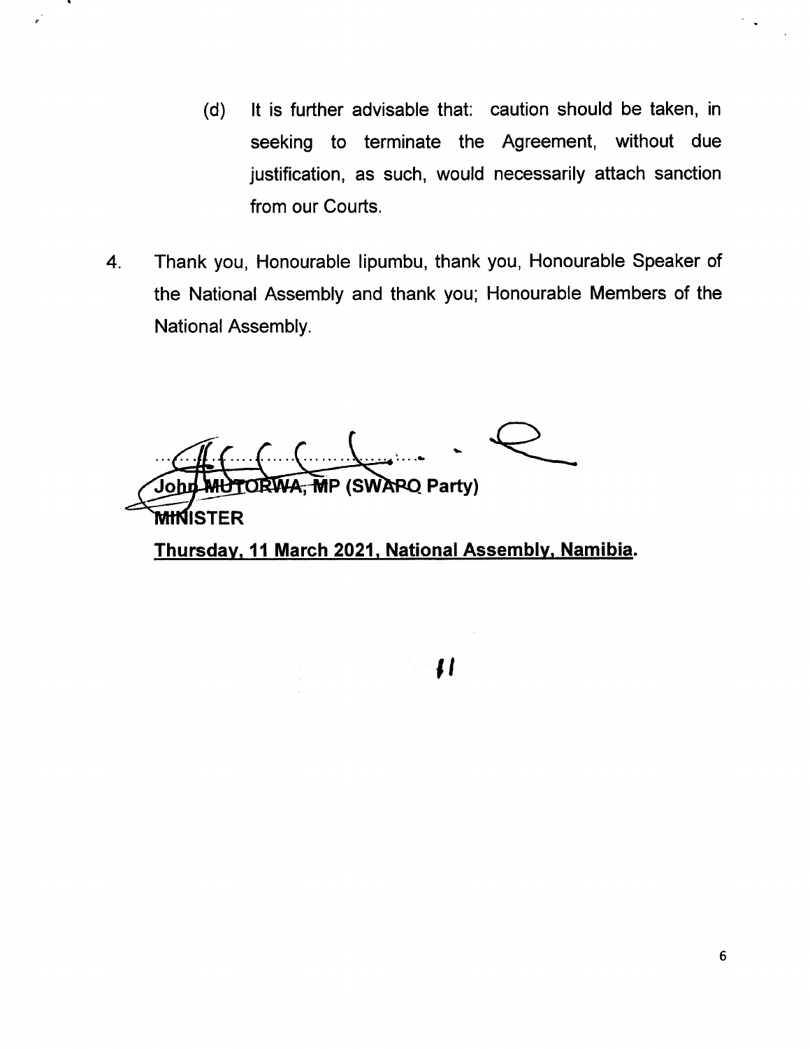(d) It is further advisable that: caution should be taken, in seeking to terminate the Agreement, without due justification, as such, would necessarily attach sanction from our Courts.

4. Thank you, Honourable Iipumbu, thank you, Honourable Speaker of the National Assembly and thank you; Honourable Members of the National Assembly.

**John MUTORWA, MP (SWAPO Party)**

**MINISTER**

**Thursday, 11 March 2021, National Assembly, Namibia.**